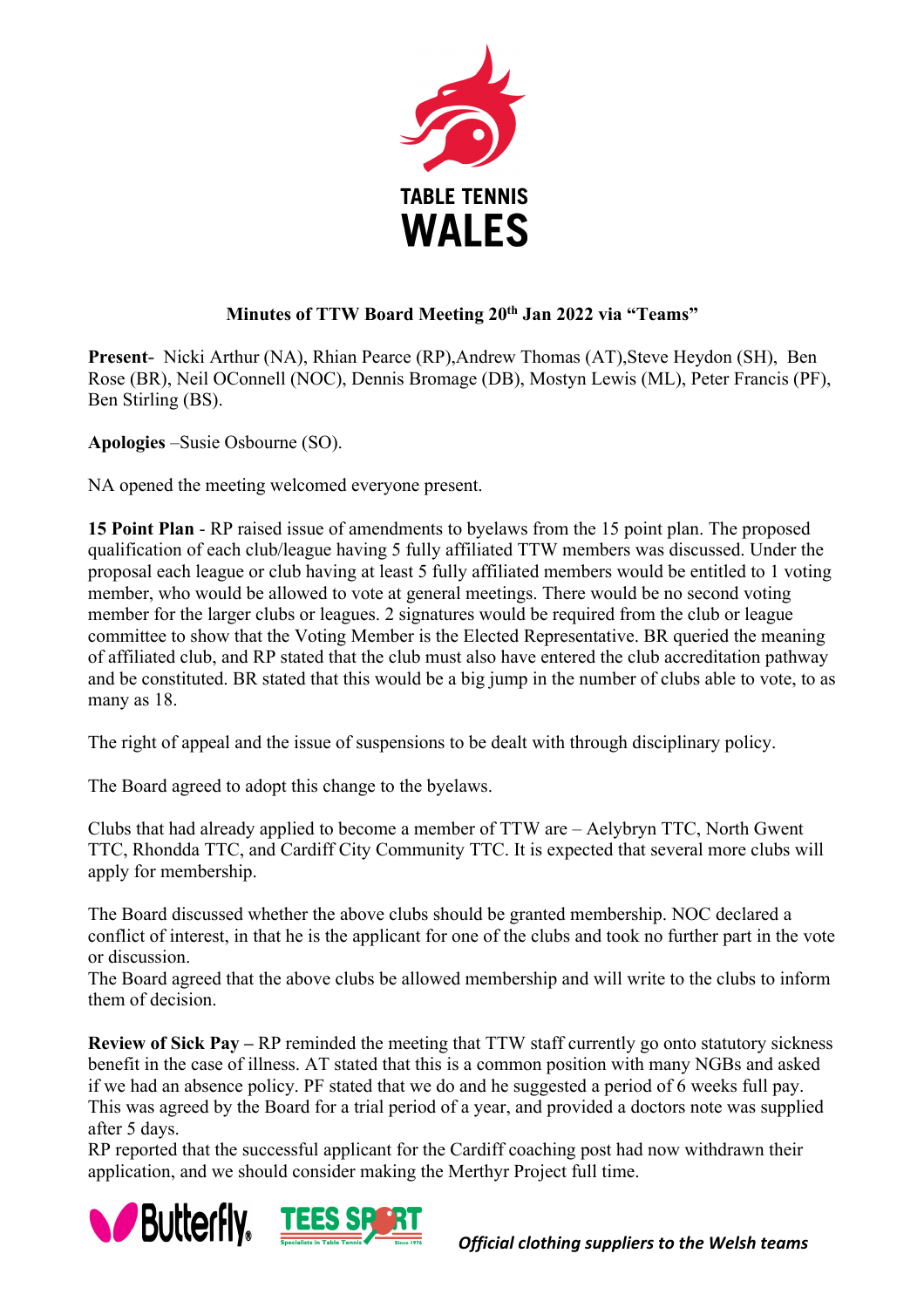TABLE TENNIS WALES

**Minutes of TTW Board Meeting 20th Jan 2022 via "Teams"**

**Present**- Nicki Arthur (NA), Rhian Pearce (RP),Andrew Thomas (AT),Steve Heydon (SH), Ben Rose (BR), Neil OConnell (NOC), Dennis Bromage (DB), Mostyn Lewis (ML), Peter Francis (PF), Ben Stirling (BS).

**Apologies** –Susie Osbourne (SO).

NA opened the meeting welcomed everyone present.

**15 Point Plan** - RP raised issue of amendments to byelaws from the 15 point plan. The proposed qualification of each club/league having 5 fully affiliated TTW members was discussed. Under the proposal each league or club having at least 5 fully affiliated members would be entitled to 1 voting member, who would be allowed to vote at general meetings. There would be no second voting member for the larger clubs or leagues. 2 signatures would be required from the club or league committee to show that the Voting Member is the Elected Representative. BR queried the meaning of affiliated club, and RP stated that the club must also have entered the club accreditation pathway and be constituted. BR stated that this would be a big jump in the number of clubs able to vote, to as many as 18.

The right of appeal and the issue of suspensions to be dealt with through disciplinary policy.

The Board agreed to adopt this change to the byelaws.

Clubs that had already applied to become a member of TTW are – Aelybryn TTC, North Gwent TTC, Rhondda TTC, and Cardiff City Community TTC. It is expected that several more clubs will apply for membership.

The Board discussed whether the above clubs should be granted membership. NOC declared a conflict of interest, in that he is the applicant for one of the clubs and took no further part in the vote or discussion.
The Board agreed that the above clubs be allowed membership and will write to the clubs to inform them of decision.

**Review of Sick Pay –** RP reminded the meeting that TTW staff currently go onto statutory sickness benefit in the case of illness. AT stated that this is a common position with many NGBs and asked if we had an absence policy. PF stated that we do and he suggested a period of 6 weeks full pay. This was agreed by the Board for a trial period of a year, and provided a doctors note was supplied after 5 days.
RP reported that the successful applicant for the Cardiff coaching post had now withdrawn their application, and we should consider making the Merthyr Project full time.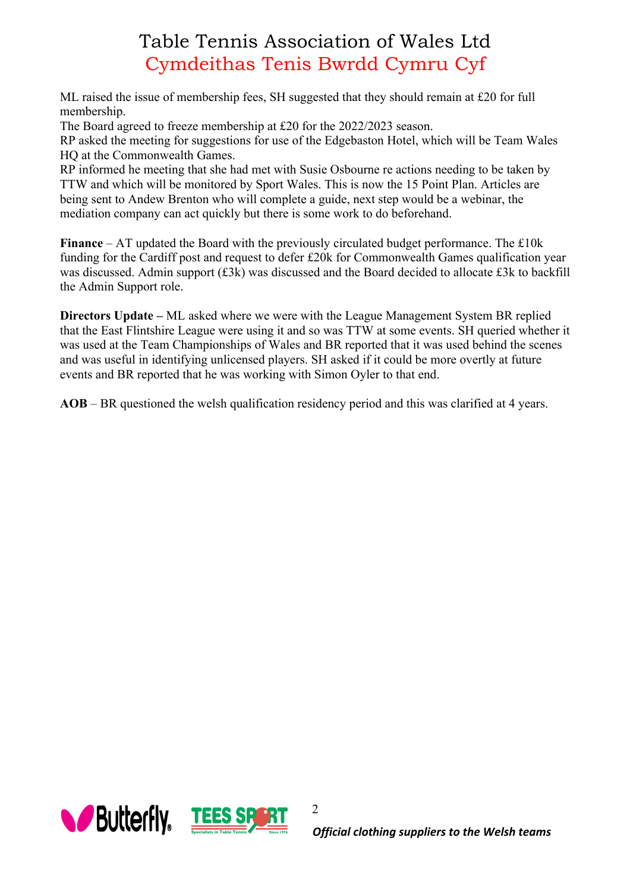ML raised the issue of membership fees, SH suggested that they should remain at £20 for full membership.
The Board agreed to freeze membership at £20 for the 2022/2023 season.
RP asked the meeting for suggestions for use of the Edgebaston Hotel, which will be Team Wales HQ at the Commonwealth Games.
RP informed he meeting that she had met with Susie Osbourne re actions needing to be taken by TTW and which will be monitored by Sport Wales. This is now the 15 Point Plan. Articles are being sent to Andew Brenton who will complete a guide, next step would be a webinar, the mediation company can act quickly but there is some work to do beforehand.

**Finance** – AT updated the Board with the previously circulated budget performance. The £10k funding for the Cardiff post and request to defer £20k for Commonwealth Games qualification year was discussed. Admin support (£3k) was discussed and the Board decided to allocate £3k to backfill the Admin Support role.

**Directors Update –** ML asked where we were with the League Management System BR replied that the East Flintshire League were using it and so was TTW at some events. SH queried whether it was used at the Team Championships of Wales and BR reported that it was used behind the scenes and was useful in identifying unlicensed players. SH asked if it could be more overtly at future events and BR reported that he was working with Simon Oyler to that end.

**AOB** – BR questioned the welsh qualification residency period and this was clarified at 4 years.